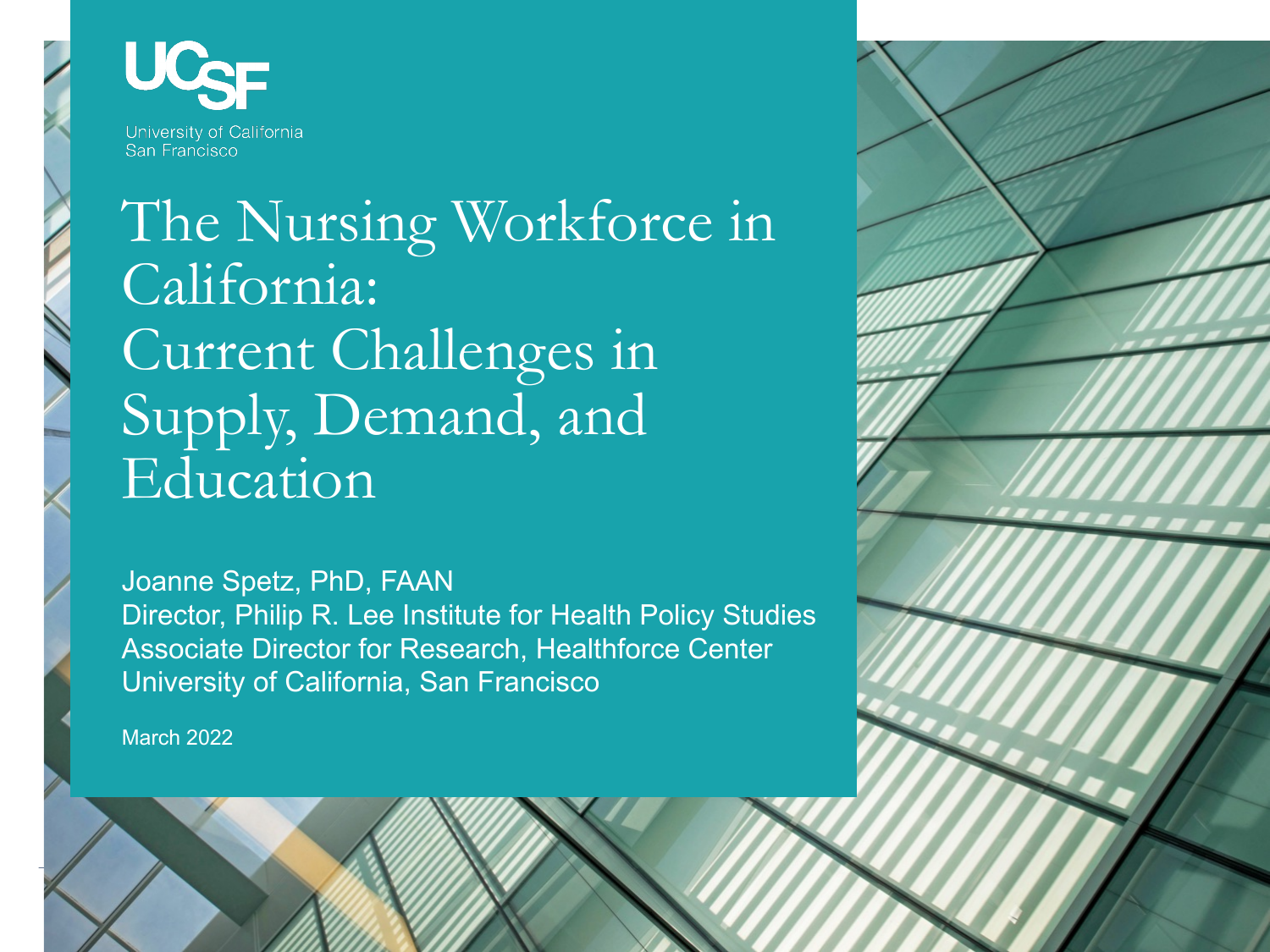UCSF
University of California
San Francisco

# The Nursing Workforce in California: Current Challenges in Supply, Demand, and Education

Joanne Spetz, PhD, FAAN
Director, Philip R. Lee Institute for Health Policy Studies
Associate Director for Research, Healthforce Center
University of California, San Francisco

March 2022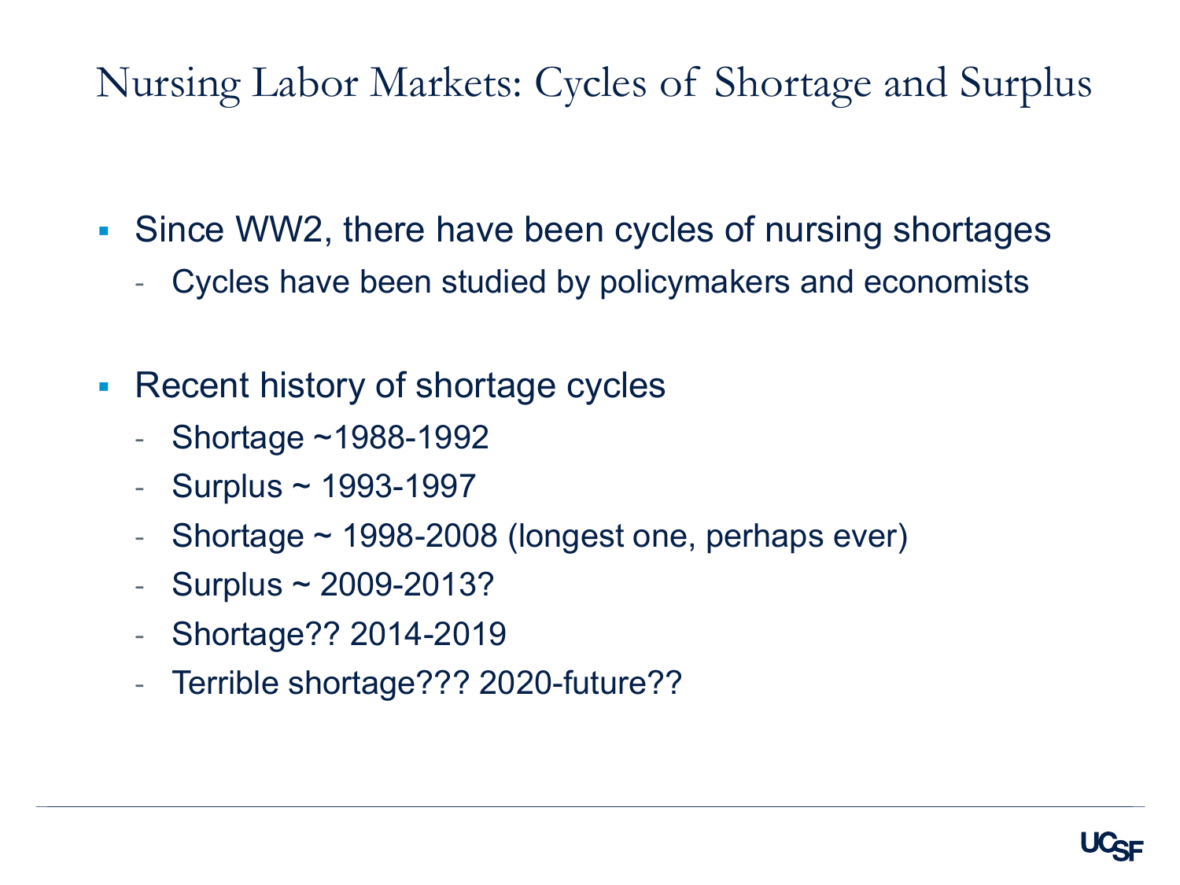# Nursing Labor Markets: Cycles of Shortage and Surplus

- Since WW2, there have been cycles of nursing shortages
  - Cycles have been studied by policymakers and economists
- Recent history of shortage cycles
  - Shortage ~1988-1992
  - Surplus ~ 1993-1997
  - Shortage ~ 1998-2008 (longest one, perhaps ever)
  - Surplus ~ 2009-2013?
  - Shortage?? 2014-2019
  - Terrible shortage??? 2020-future??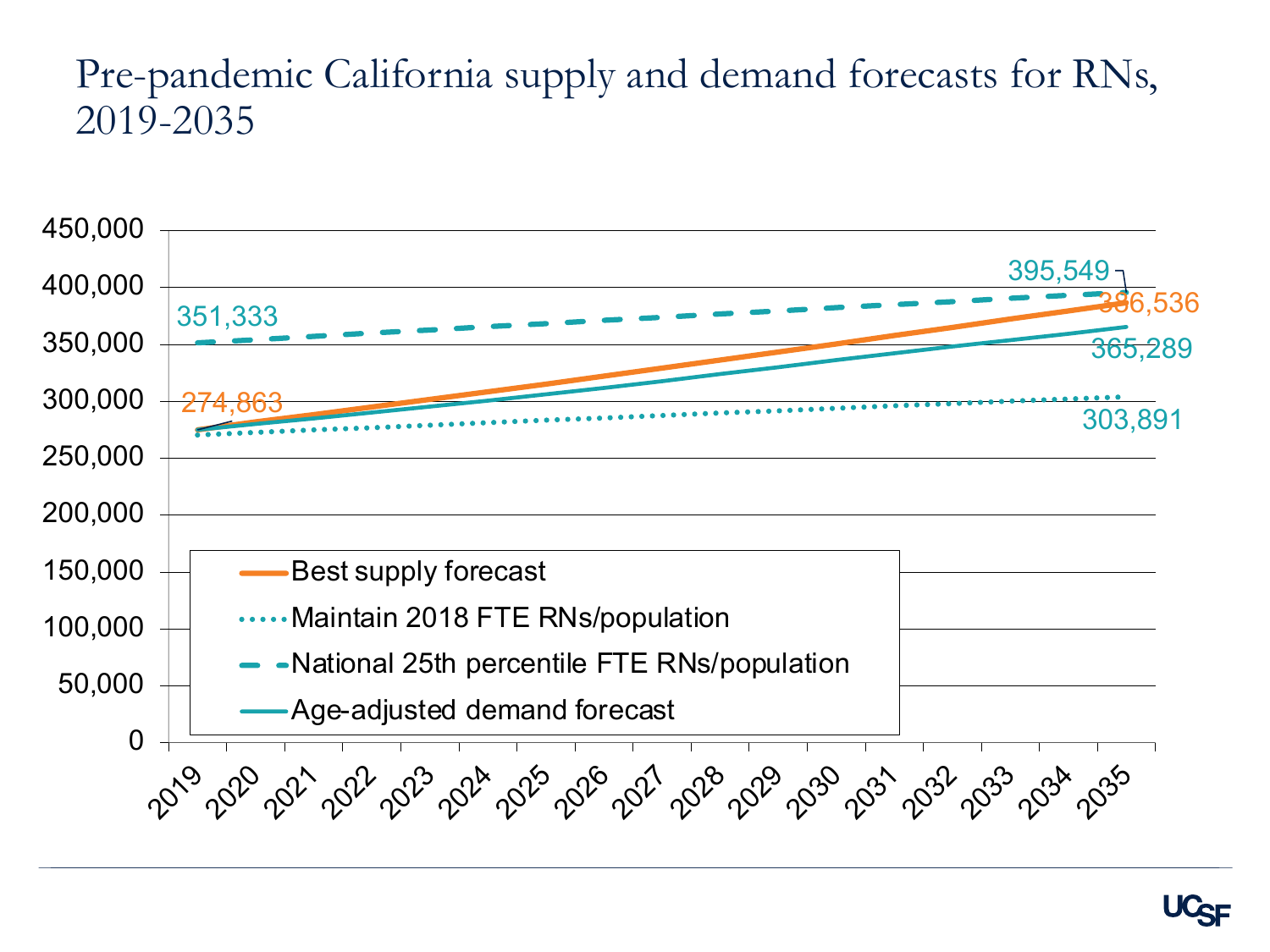# Pre-pandemic California supply and demand forecasts for RNs, 2019-2035

| Series | 2019 | 2035 |
|---|---|---|
| Best supply forecast | 274,863 | 386,536 |
| Maintain 2018 FTE RNs/population | | 303,891 |
| National 25th percentile FTE RNs/population | 351,333 | 395,549 |
| Age-adjusted demand forecast | | 365,289 |

Y-axis: 0 to 450,000 (increments of 50,000)

X-axis: 2019, 2020, 2021, 2022, 2023, 2024, 2025, 2026, 2027, 2028, 2029, 2030, 2031, 2032, 2033, 2034, 2035

Legend:
- Best supply forecast
- Maintain 2018 FTE RNs/population
- National 25th percentile FTE RNs/population
- Age-adjusted demand forecast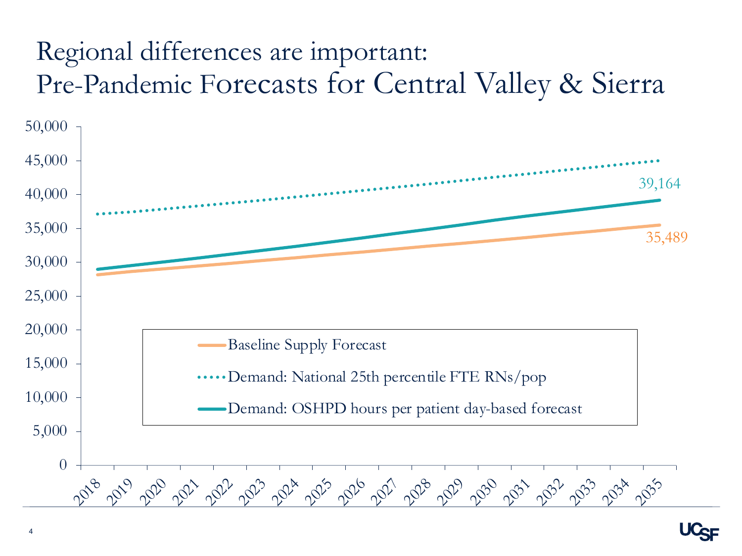# Regional differences are important: Pre-Pandemic Forecasts for Central Valley & Sierra

Chart: Y-axis 0 to 50,000; X-axis 2018 to 2035.

- Baseline Supply Forecast (ends at 35,489 in 2035)
- Demand: National 25th percentile FTE RNs/pop
- Demand: OSHPD hours per patient day-based forecast (ends at 39,164 in 2035)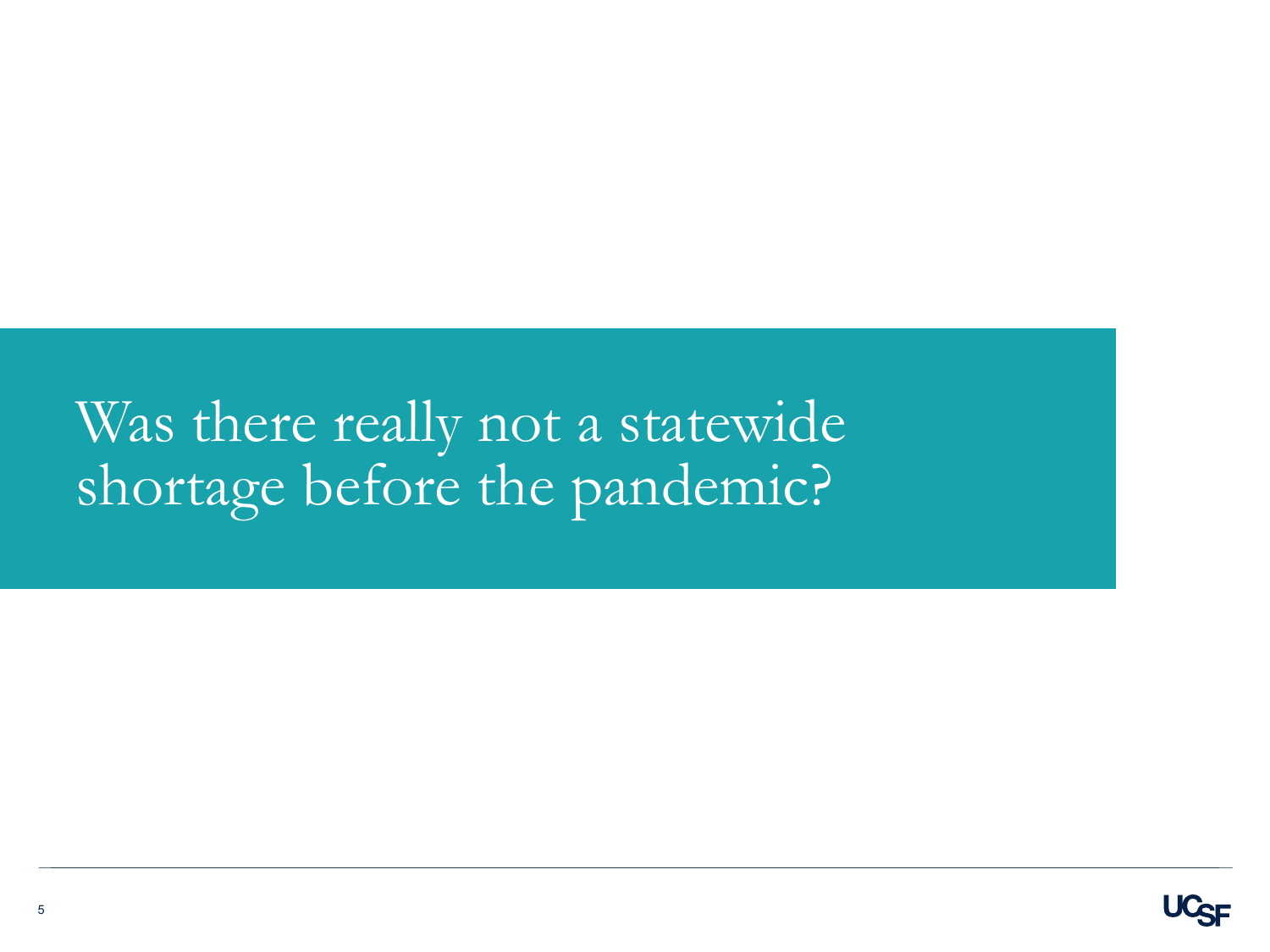# Was there really not a statewide shortage before the pandemic?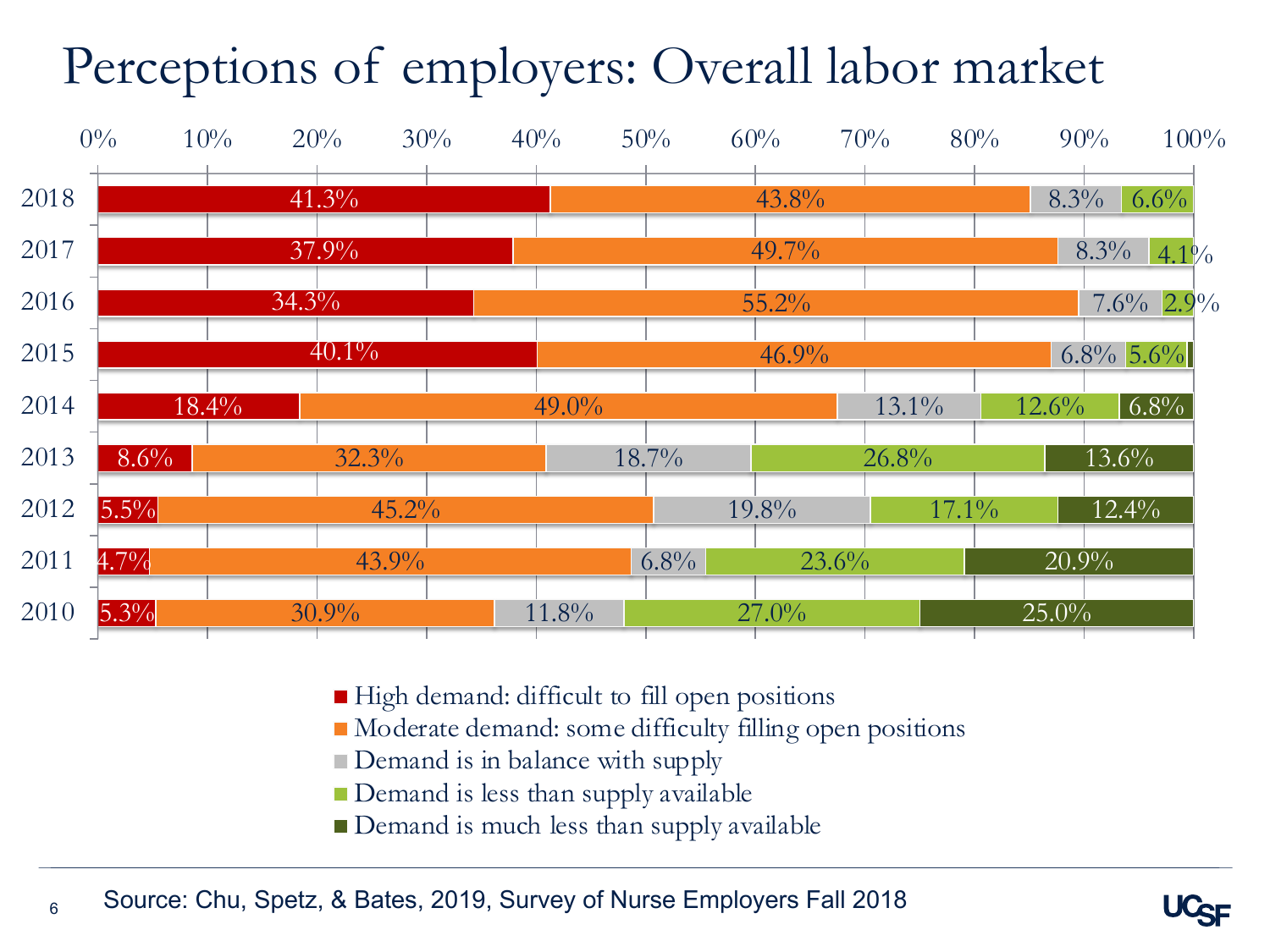# Perceptions of employers: Overall labor market

| Year | High demand: difficult to fill open positions | Moderate demand: some difficulty filling open positions | Demand is in balance with supply | Demand is less than supply available | Demand is much less than supply available |
|---|---|---|---|---|---|
| 2018 | 41.3% | 43.8% | 8.3% | 6.6% | |
| 2017 | 37.9% | 49.7% | 8.3% | 4.1% | |
| 2016 | 34.3% | 55.2% | 7.6% | 2.9% | |
| 2015 | 40.1% | 46.9% | 6.8% | 5.6% | |
| 2014 | 18.4% | 49.0% | 13.1% | 12.6% | 6.8% |
| 2013 | 8.6% | 32.3% | 18.7% | 26.8% | 13.6% |
| 2012 | 5.5% | 45.2% | 19.8% | 17.1% | 12.4% |
| 2011 | 4.7% | 43.9% | 6.8% | 23.6% | 20.9% |
| 2010 | 5.3% | 30.9% | 11.8% | 27.0% | 25.0% |

Source: Chu, Spetz, & Bates, 2019, Survey of Nurse Employers Fall 2018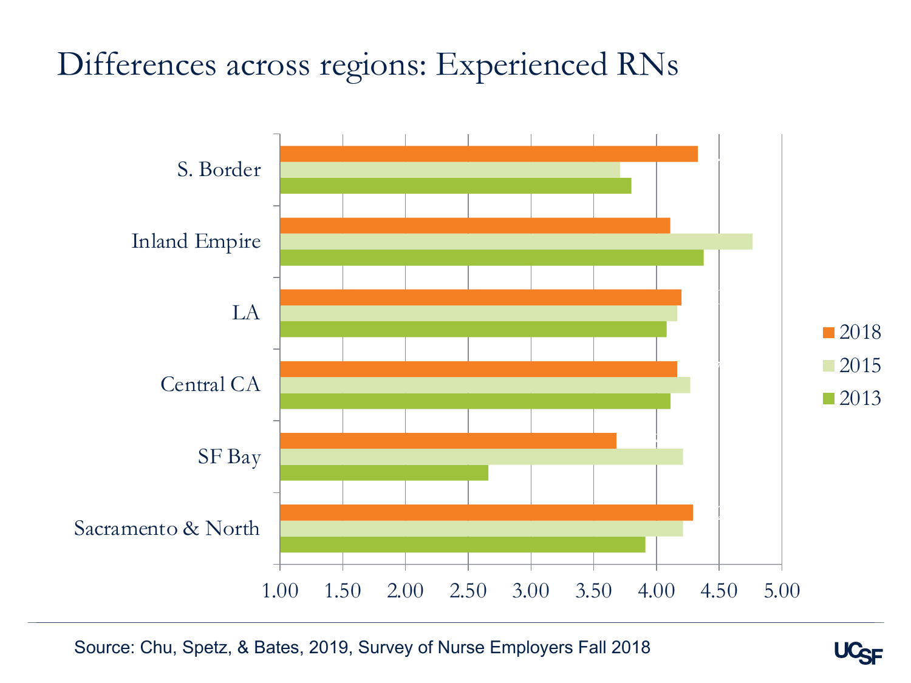# Differences across regions: Experienced RNs

| Region | 2018 | 2015 | 2013 |
|---|---|---|---|
| S. Border | 4.33 | 3.71 | 3.80 |
| Inland Empire | 4.11 | 4.77 | 4.38 |
| LA | 4.20 | 4.17 | 4.08 |
| Central CA | 4.17 | 4.27 | 4.11 |
| SF Bay | 3.68 | 4.21 | 2.66 |
| Sacramento & North | 4.29 | 4.21 | 3.91 |

Source: Chu, Spetz, & Bates, 2019, Survey of Nurse Employers Fall 2018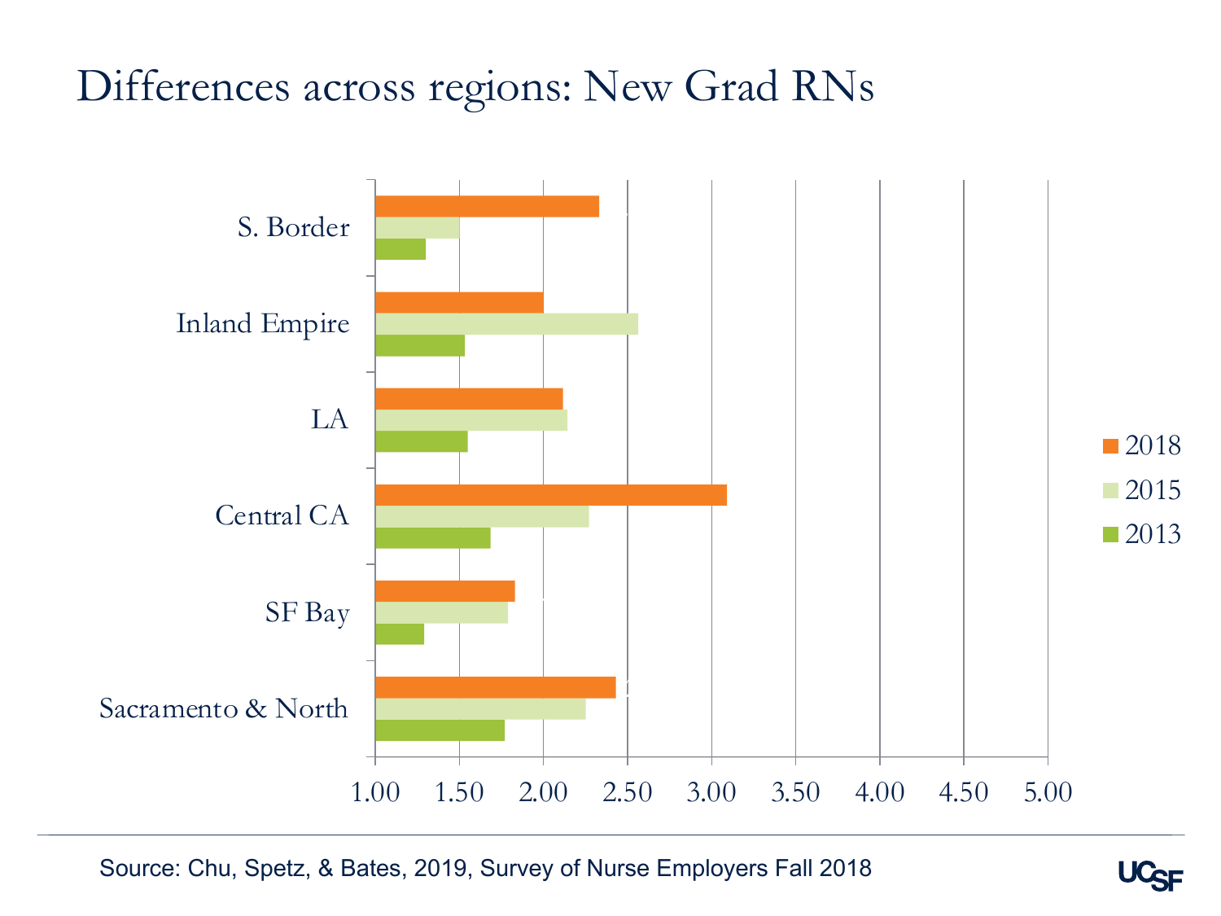# Differences across regions: New Grad RNs

Legend: 2018, 2015, 2013

Regions (y-axis): S. Border, Inland Empire, LA, Central CA, SF Bay, Sacramento & North

X-axis: 1.00, 1.50, 2.00, 2.50, 3.00, 3.50, 4.00, 4.50, 5.00

Source: Chu, Spetz, & Bates, 2019, Survey of Nurse Employers Fall 2018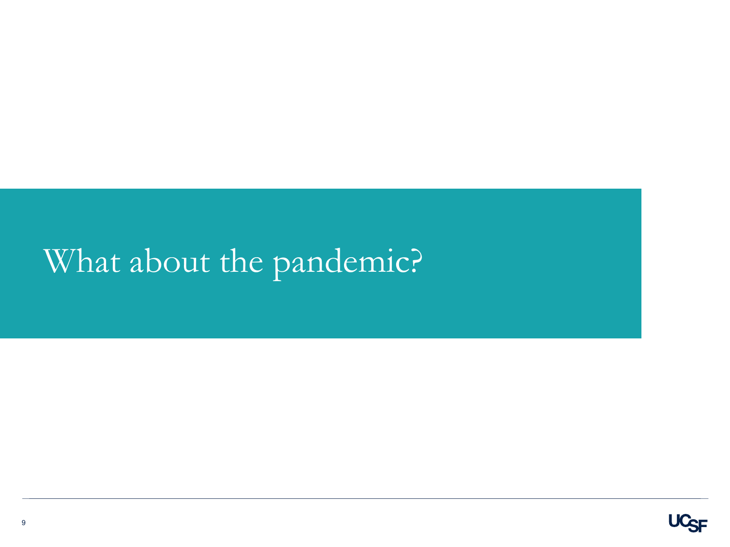# What about the pandemic?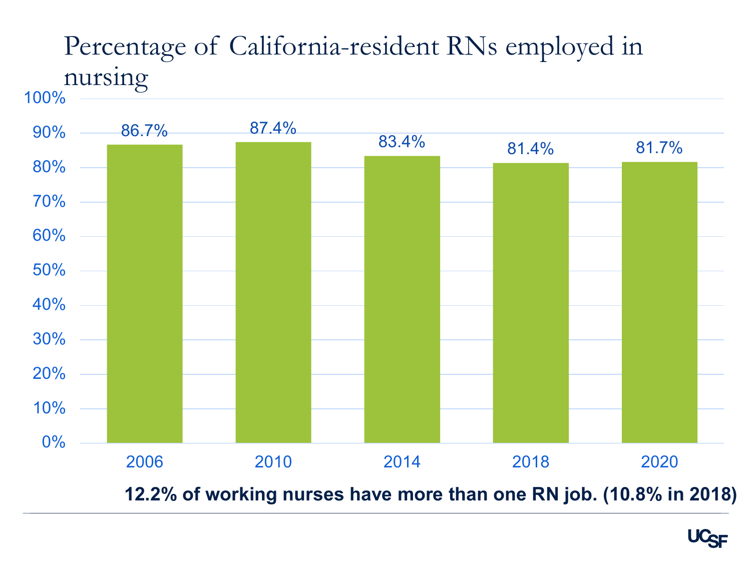# Percentage of California-resident RNs employed in nursing

| Year | Percentage |
| --- | --- |
| 2006 | 86.7% |
| 2010 | 87.4% |
| 2014 | 83.4% |
| 2018 | 81.4% |
| 2020 | 81.7% |

**12.2% of working nurses have more than one RN job. (10.8% in 2018)**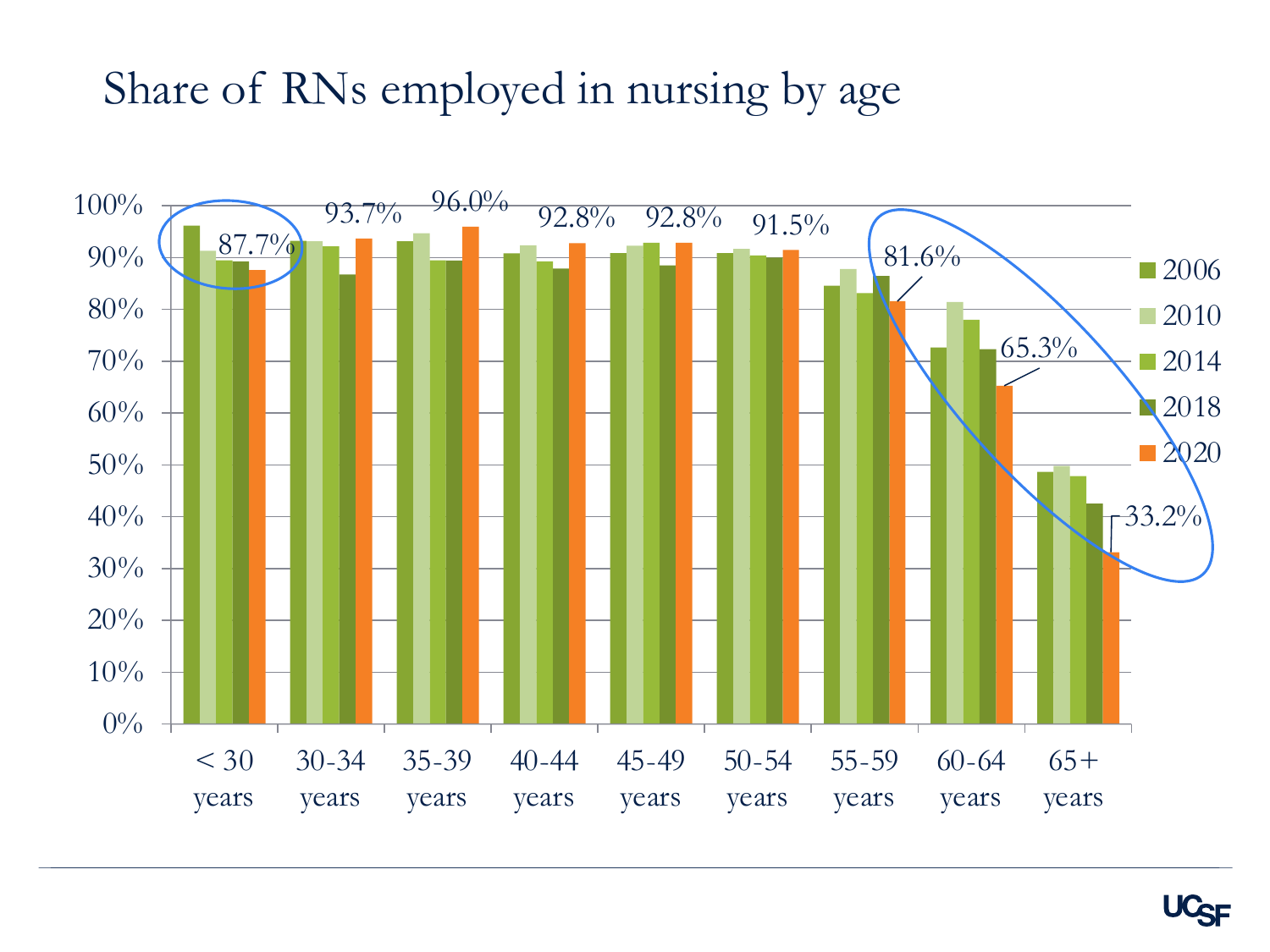# Share of RNs employed in nursing by age

| Age | 2020 |
|---|---|
| < 30 years | 87.7% |
| 30-34 years | 93.7% |
| 35-39 years | 96.0% |
| 40-44 years | 92.8% |
| 45-49 years | 92.8% |
| 50-54 years | 91.5% |
| 55-59 years | 81.6% |
| 60-64 years | 65.3% |
| 65+ years | 33.2% |

Legend: 2006, 2010, 2014, 2018, 2020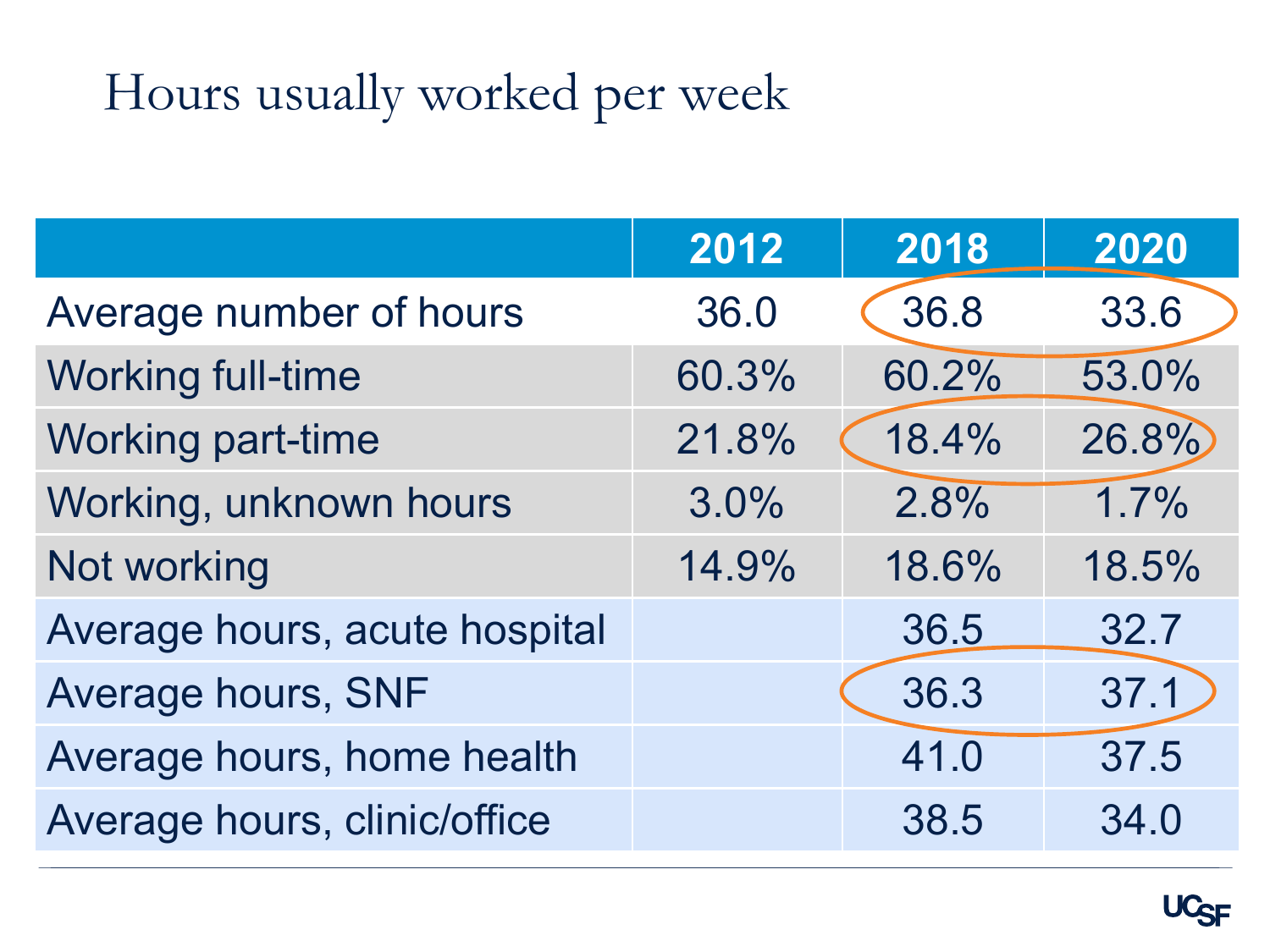# Hours usually worked per week

| | 2012 | 2018 | 2020 |
|---|---|---|---|
| Average number of hours | 36.0 | 36.8 | 33.6 |
| Working full-time | 60.3% | 60.2% | 53.0% |
| Working part-time | 21.8% | 18.4% | 26.8% |
| Working, unknown hours | 3.0% | 2.8% | 1.7% |
| Not working | 14.9% | 18.6% | 18.5% |
| Average hours, acute hospital | | 36.5 | 32.7 |
| Average hours, SNF | | 36.3 | 37.1 |
| Average hours, home health | | 41.0 | 37.5 |
| Average hours, clinic/office | | 38.5 | 34.0 |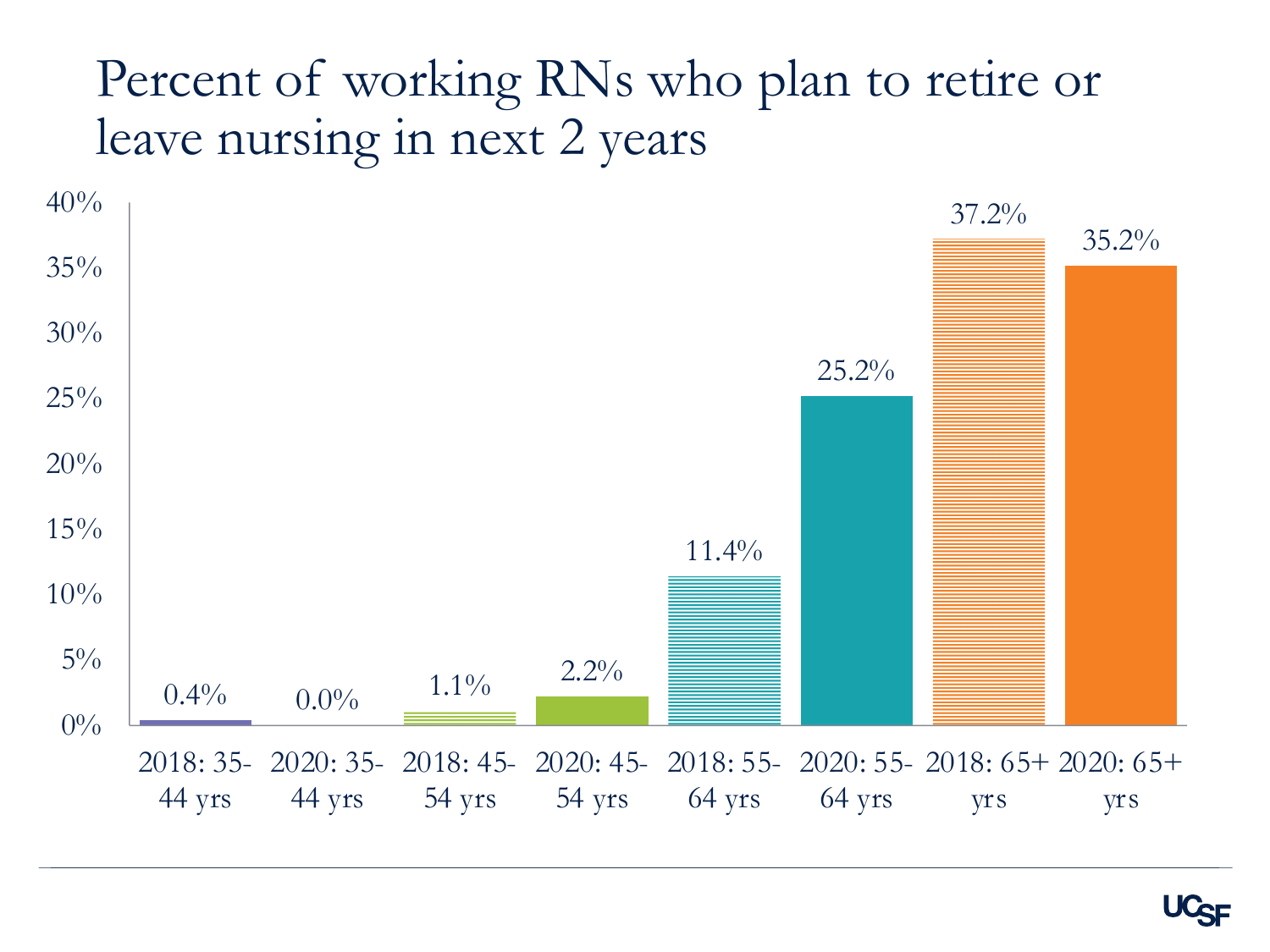# Percent of working RNs who plan to retire or leave nursing in next 2 years

| Group | Percent |
|---|---|
| 2018: 35-44 yrs | 0.4% |
| 2020: 35-44 yrs | 0.0% |
| 2018: 45-54 yrs | 1.1% |
| 2020: 45-54 yrs | 2.2% |
| 2018: 55-64 yrs | 11.4% |
| 2020: 55-64 yrs | 25.2% |
| 2018: 65+ yrs | 37.2% |
| 2020: 65+ yrs | 35.2% |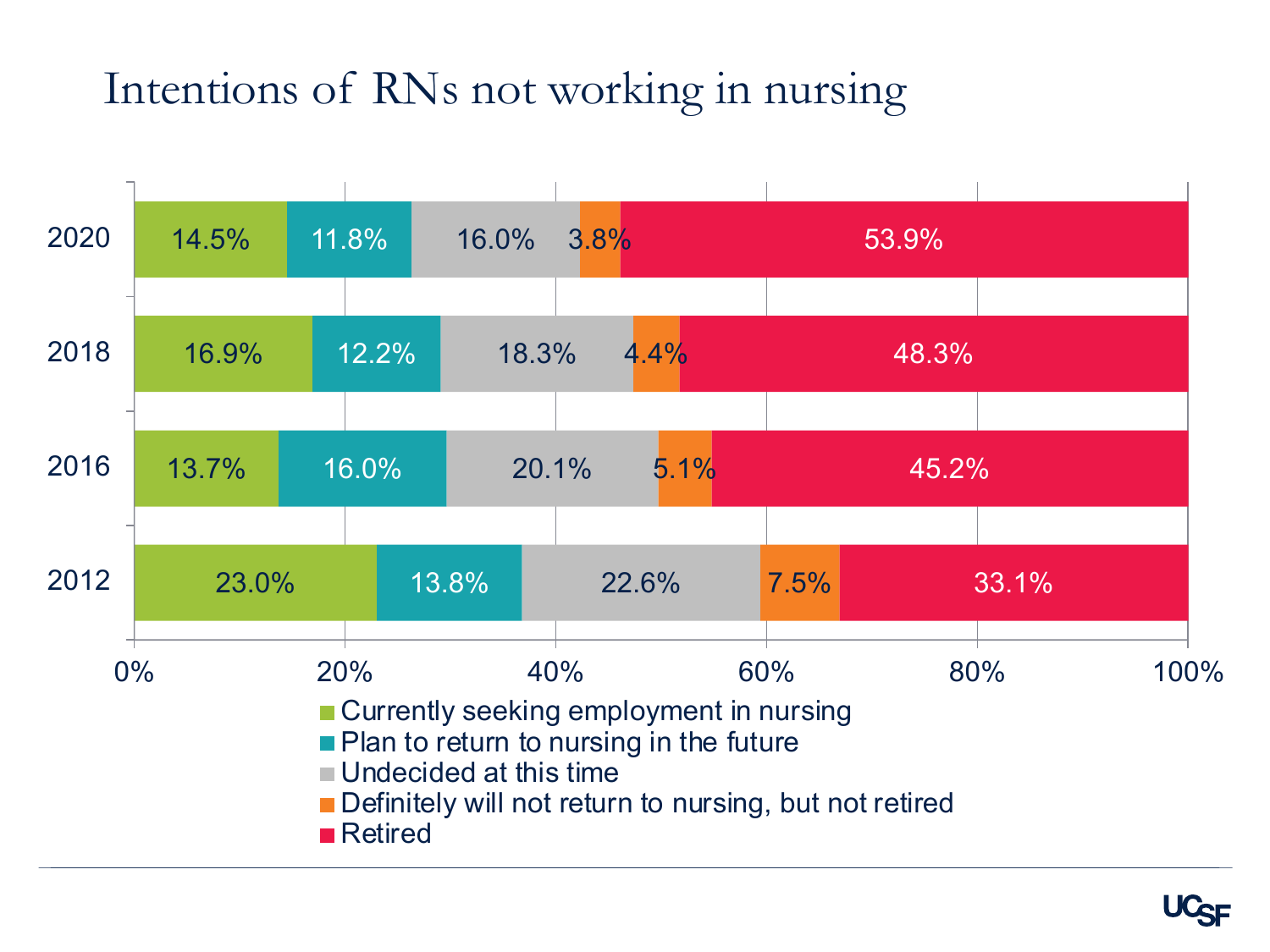# Intentions of RNs not working in nursing

| Year | Currently seeking employment in nursing | Plan to return to nursing in the future | Undecided at this time | Definitely will not return to nursing, but not retired | Retired |
|---|---|---|---|---|---|
| 2020 | 14.5% | 11.8% | 16.0% | 3.8% | 53.9% |
| 2018 | 16.9% | 12.2% | 18.3% | 4.4% | 48.3% |
| 2016 | 13.7% | 16.0% | 20.1% | 5.1% | 45.2% |
| 2012 | 23.0% | 13.8% | 22.6% | 7.5% | 33.1% |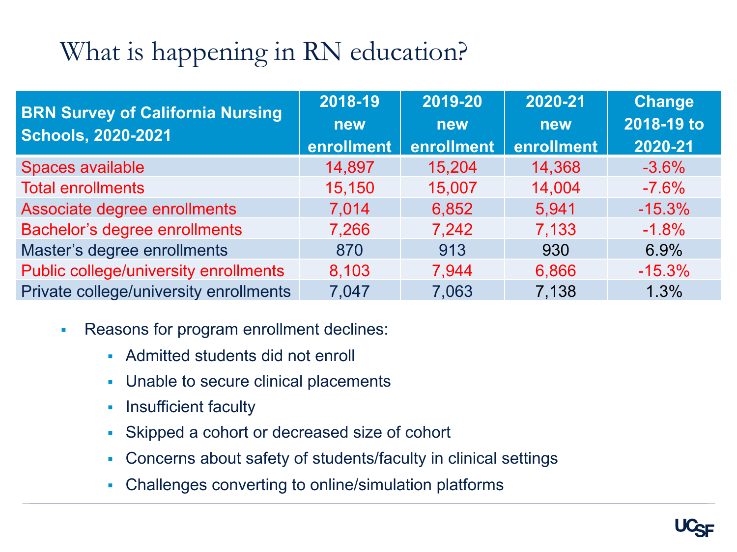# What is happening in RN education?

| BRN Survey of California Nursing Schools, 2020-2021 | 2018-19 new enrollment | 2019-20 new enrollment | 2020-21 new enrollment | Change 2018-19 to 2020-21 |
|---|---|---|---|---|
| Spaces available | 14,897 | 15,204 | 14,368 | -3.6% |
| Total enrollments | 15,150 | 15,007 | 14,004 | -7.6% |
| Associate degree enrollments | 7,014 | 6,852 | 5,941 | -15.3% |
| Bachelor's degree enrollments | 7,266 | 7,242 | 7,133 | -1.8% |
| Master's degree enrollments | 870 | 913 | 930 | 6.9% |
| Public college/university enrollments | 8,103 | 7,944 | 6,866 | -15.3% |
| Private college/university enrollments | 7,047 | 7,063 | 7,138 | 1.3% |

- Reasons for program enrollment declines:
  - Admitted students did not enroll
  - Unable to secure clinical placements
  - Insufficient faculty
  - Skipped a cohort or decreased size of cohort
  - Concerns about safety of students/faculty in clinical settings
  - Challenges converting to online/simulation platforms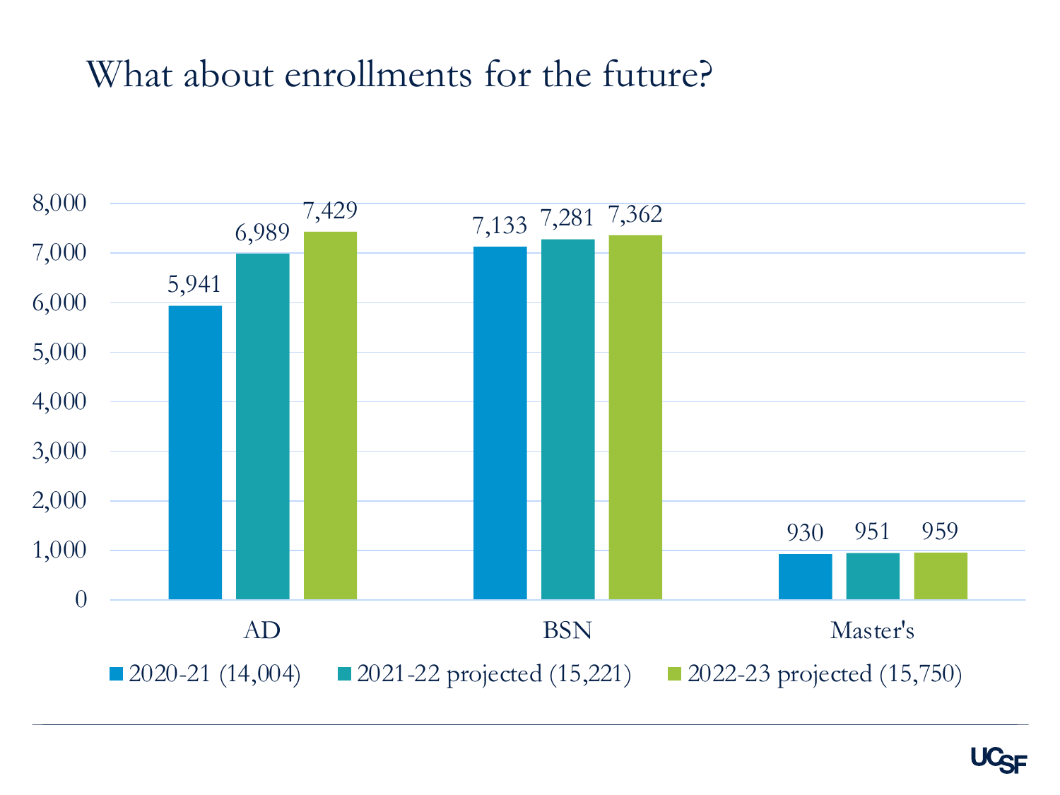# What about enrollments for the future?

| | 2020-21 (14,004) | 2021-22 projected (15,221) | 2022-23 projected (15,750) |
|---|---|---|---|
| AD | 5,941 | 6,989 | 7,429 |
| BSN | 7,133 | 7,281 | 7,362 |
| Master's | 930 | 951 | 959 |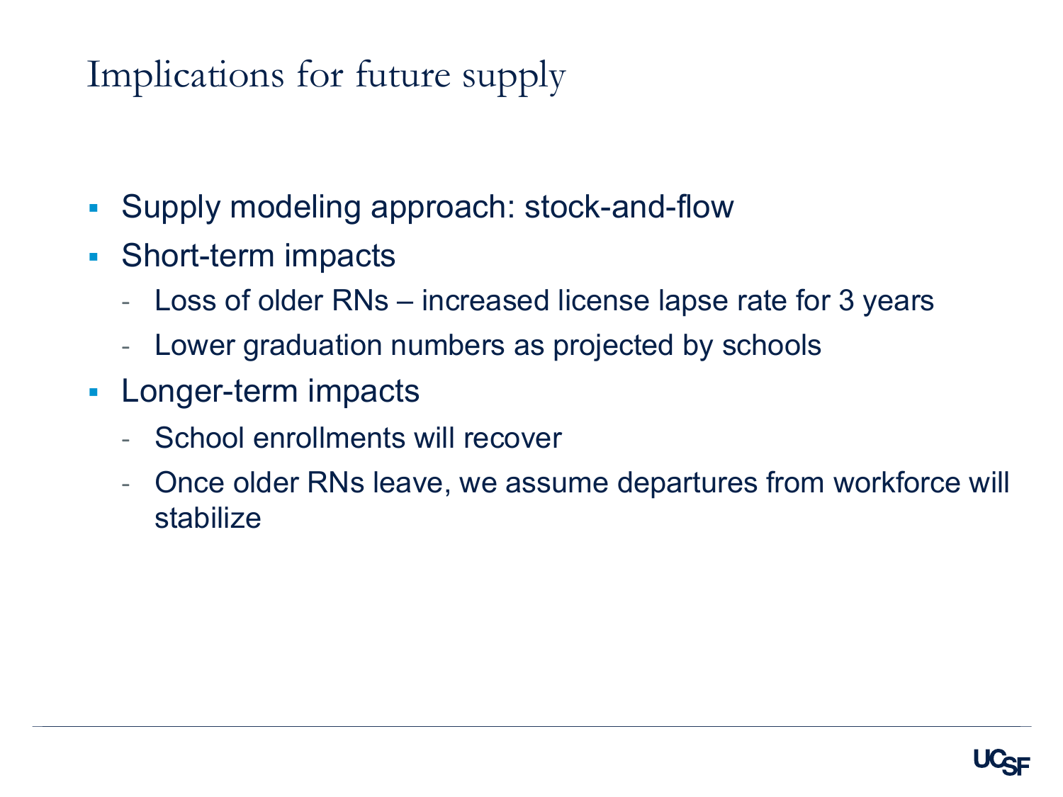# Implications for future supply

- Supply modeling approach: stock-and-flow
- Short-term impacts
  - Loss of older RNs – increased license lapse rate for 3 years
  - Lower graduation numbers as projected by schools
- Longer-term impacts
  - School enrollments will recover
  - Once older RNs leave, we assume departures from workforce will stabilize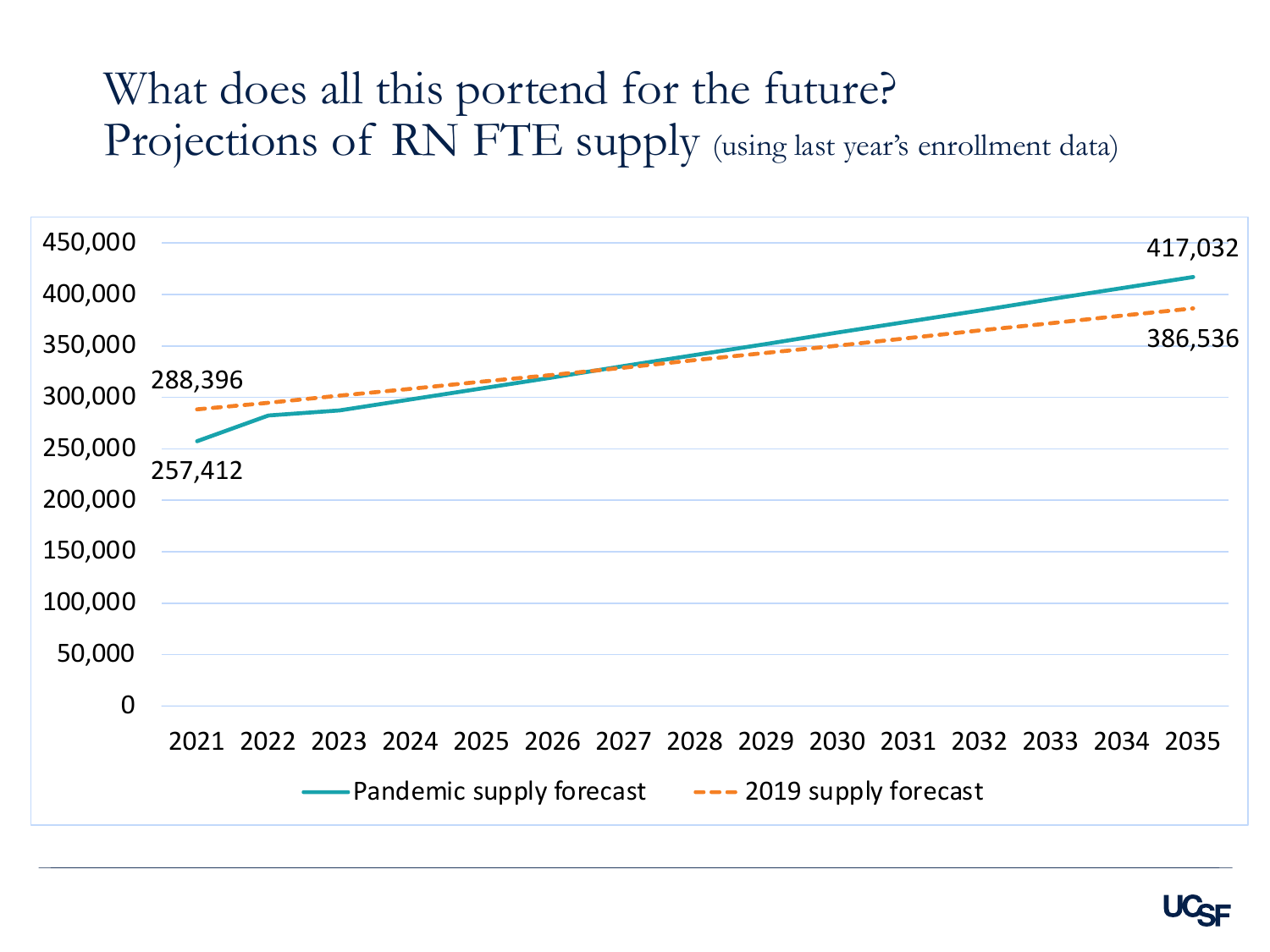# What does all this portend for the future? Projections of RN FTE supply (using last year's enrollment data)

| Year | Pandemic supply forecast | 2019 supply forecast |
|---|---|---|
| 2021 | 257,412 | 288,396 |
| 2035 | 417,032 | 386,536 |

Legend: Pandemic supply forecast; 2019 supply forecast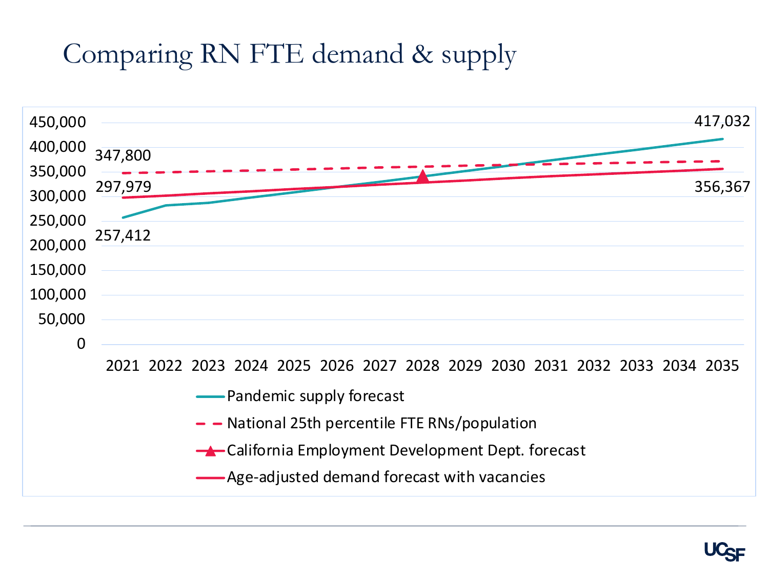# Comparing RN FTE demand & supply

450,000
400,000
350,000
300,000
250,000
200,000
150,000
100,000
50,000
0

347,800
297,979
257,412
417,032
356,367

2021 2022 2023 2024 2025 2026 2027 2028 2029 2030 2031 2032 2033 2034 2035

- Pandemic supply forecast
- National 25th percentile FTE RNs/population
- California Employment Development Dept. forecast
- Age-adjusted demand forecast with vacancies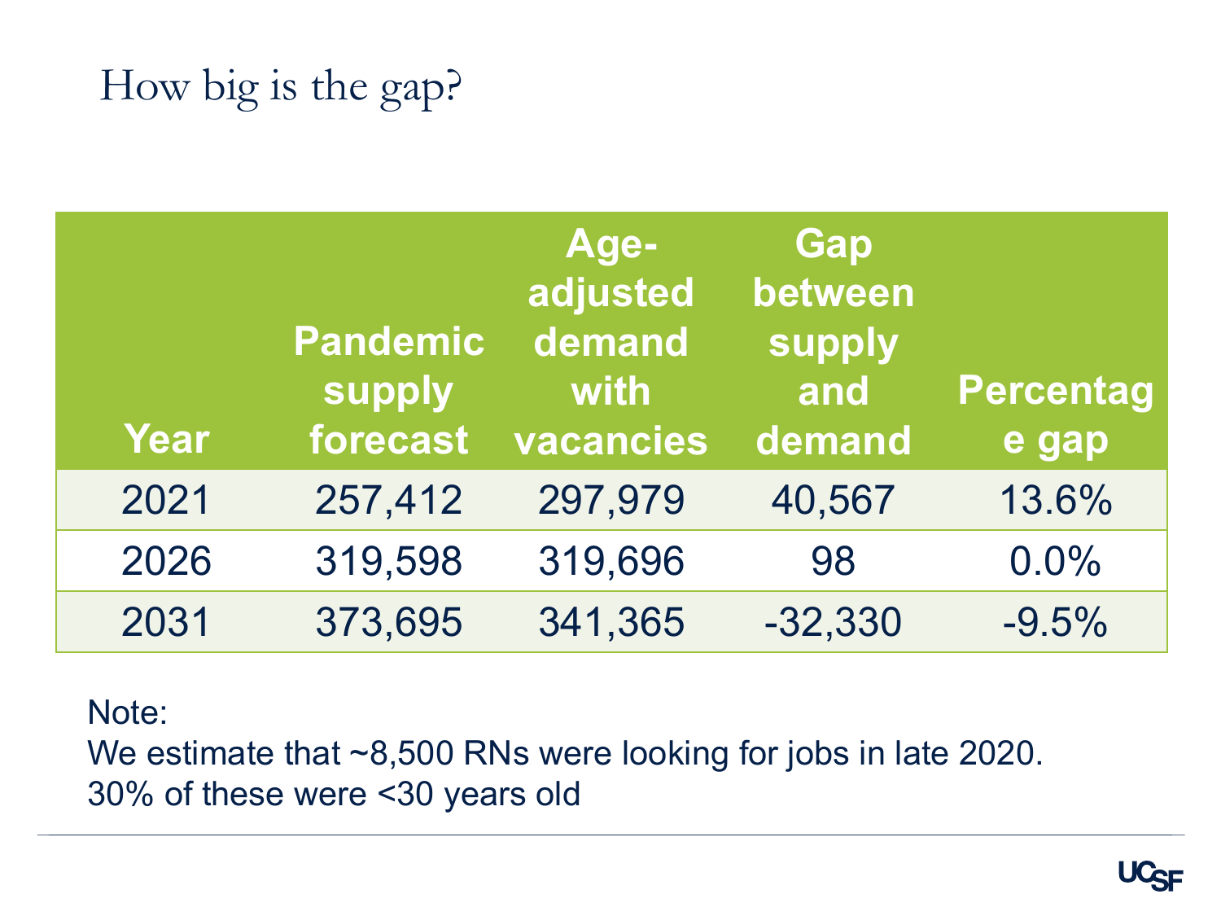# How big is the gap?

| Year | Pandemic supply forecast | Age-adjusted demand with vacancies | Gap between supply and demand | Percentage gap |
| --- | --- | --- | --- | --- |
| 2021 | 257,412 | 297,979 | 40,567 | 13.6% |
| 2026 | 319,598 | 319,696 | 98 | 0.0% |
| 2031 | 373,695 | 341,365 | -32,330 | -9.5% |

Note:
We estimate that ~8,500 RNs were looking for jobs in late 2020.
30% of these were <30 years old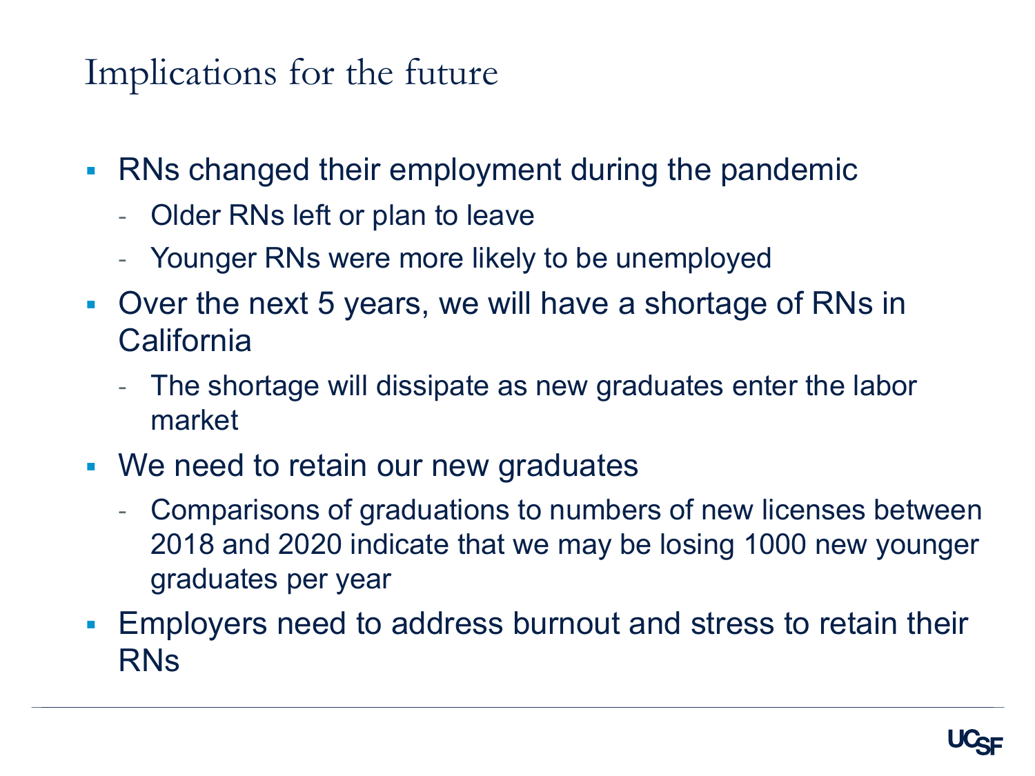# Implications for the future

- RNs changed their employment during the pandemic
  - Older RNs left or plan to leave
  - Younger RNs were more likely to be unemployed
- Over the next 5 years, we will have a shortage of RNs in California
  - The shortage will dissipate as new graduates enter the labor market
- We need to retain our new graduates
  - Comparisons of graduations to numbers of new licenses between 2018 and 2020 indicate that we may be losing 1000 new younger graduates per year
- Employers need to address burnout and stress to retain their RNs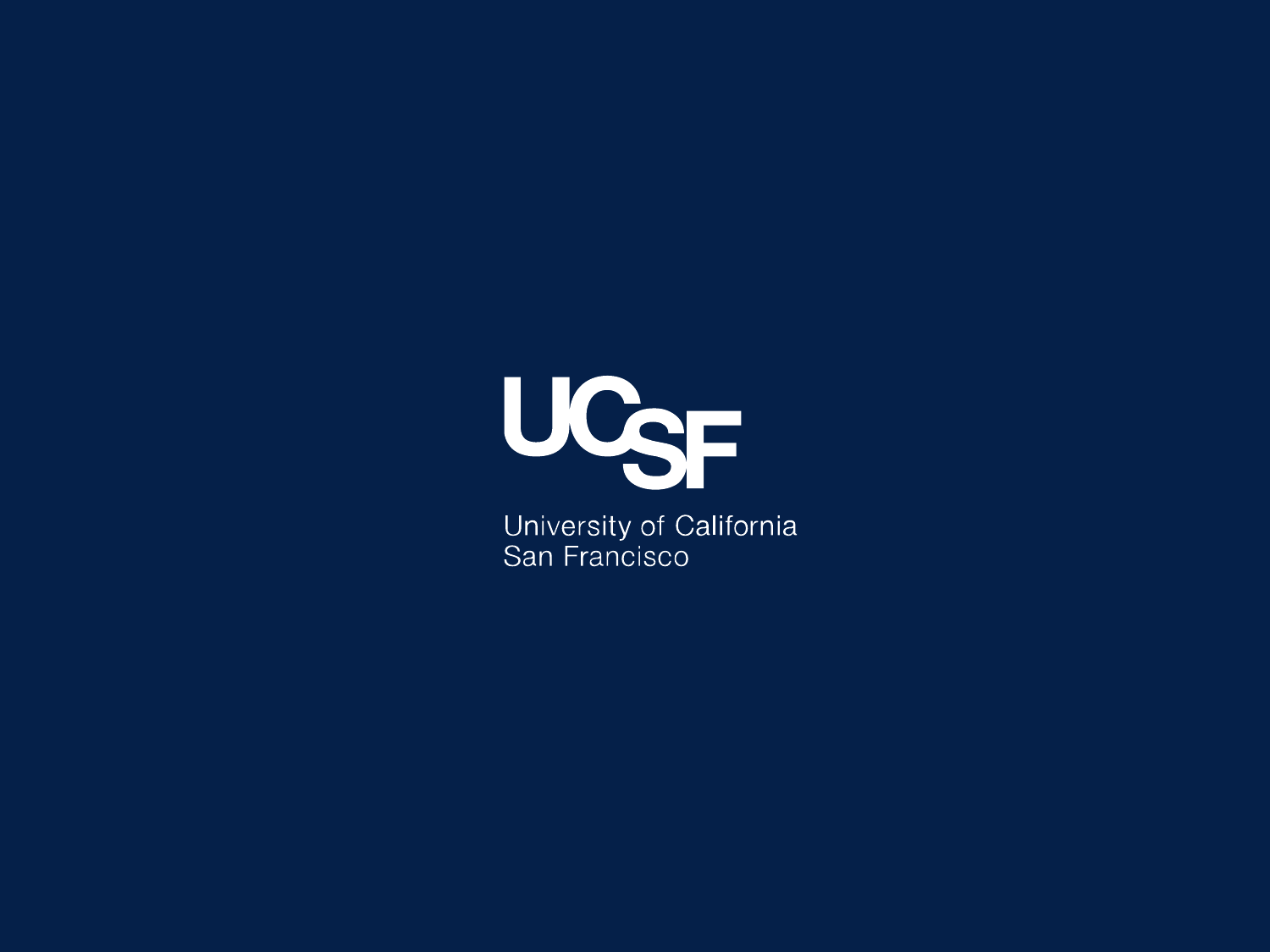UCSF

University of California
San Francisco